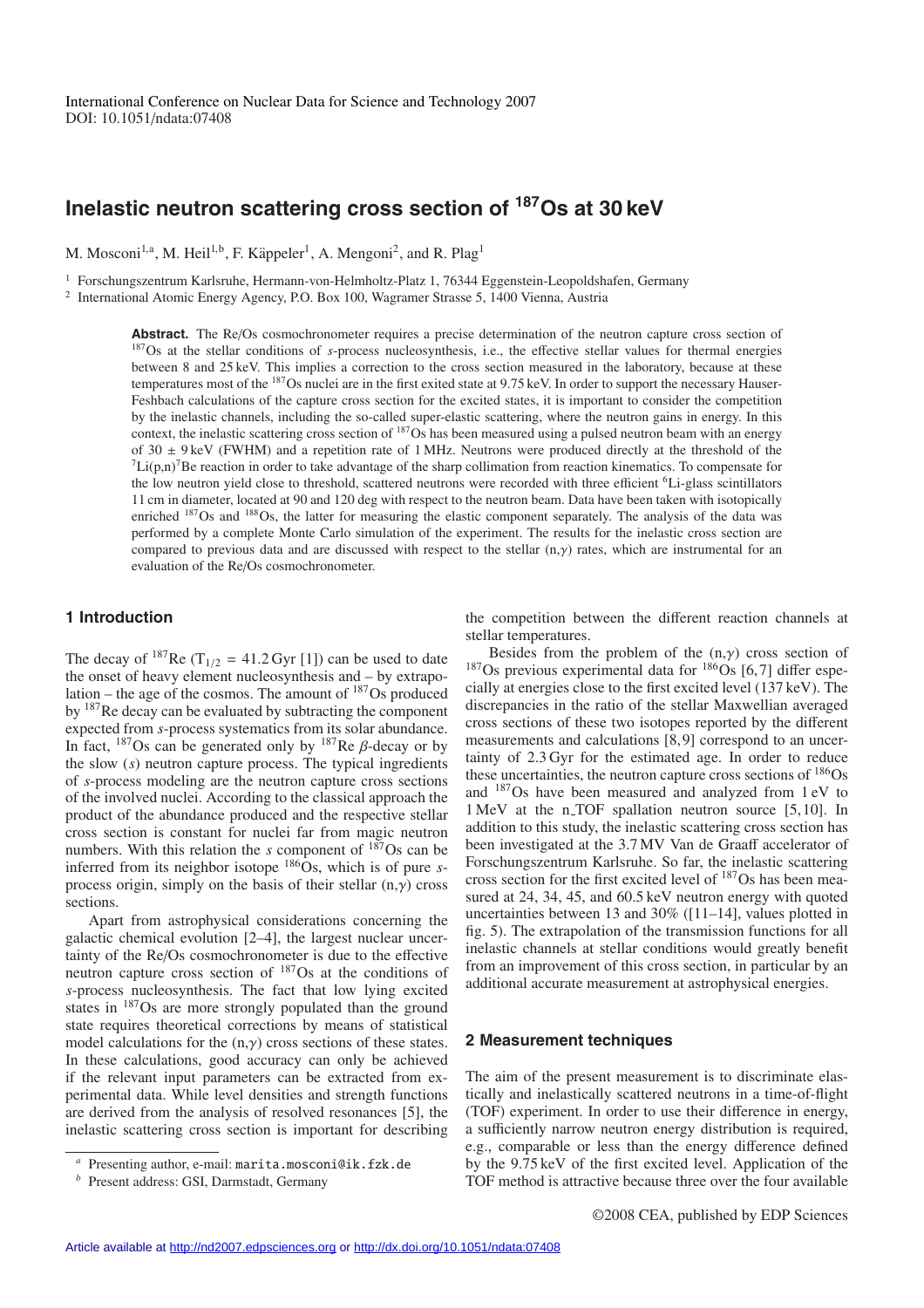International Conference on Nuclear Data for Science and Technology 2007
DOI: 10.1051/ndata:07408

# Inelastic neutron scattering cross section of $^{187}$Os at 30 keV

M. Mosconi[1,a], M. Heil[1,b], F. Käppeler[1], A. Mengoni[2], and R. Plag[1]

[1] Forschungszentrum Karlsruhe, Hermann-von-Helmholtz-Platz 1, 76344 Eggenstein-Leopoldshafen, Germany

[2] International Atomic Energy Agency, P.O. Box 100, Wagramer Strasse 5, 1400 Vienna, Austria

**Abstract.** The Re/Os cosmochronometer requires a precise determination of the neutron capture cross section of $^{187}$Os at the stellar conditions of *s*-process nucleosynthesis, i.e., the effective stellar values for thermal energies between 8 and 25 keV. This implies a correction to the cross section measured in the laboratory, because at these temperatures most of the $^{187}$Os nuclei are in the first exited state at 9.75 keV. In order to support the necessary Hauser-Feshbach calculations of the capture cross section for the excited states, it is important to consider the competition by the inelastic channels, including the so-called super-elastic scattering, where the neutron gains in energy. In this context, the inelastic scattering cross section of $^{187}$Os has been measured using a pulsed neutron beam with an energy of $30 \pm 9$ keV (FWHM) and a repetition rate of 1 MHz. Neutrons were produced directly at the threshold of the $^{7}$Li(p,n)$^{7}$Be reaction in order to take advantage of the sharp collimation from reaction kinematics. To compensate for the low neutron yield close to threshold, scattered neutrons were recorded with three efficient $^{6}$Li-glass scintillators 11 cm in diameter, located at 90 and 120 deg with respect to the neutron beam. Data have been taken with isotopically enriched $^{187}$Os and $^{188}$Os, the latter for measuring the elastic component separately. The analysis of the data was performed by a complete Monte Carlo simulation of the experiment. The results for the inelastic cross section are compared to previous data and are discussed with respect to the stellar (n,$\gamma$) rates, which are instrumental for an evaluation of the Re/Os cosmochronometer.

## 1 Introduction

The decay of $^{187}$Re ($T_{1/2}$ = 41.2 Gyr [1]) can be used to date the onset of heavy element nucleosynthesis and – by extrapolation – the age of the cosmos. The amount of $^{187}$Os produced by $^{187}$Re decay can be evaluated by subtracting the component expected from *s*-process systematics from its solar abundance. In fact, $^{187}$Os can be generated only by $^{187}$Re $\beta$-decay or by the slow (*s*) neutron capture process. The typical ingredients of *s*-process modeling are the neutron capture cross sections of the involved nuclei. According to the classical approach the product of the abundance produced and the respective stellar cross section is constant for nuclei far from magic neutron numbers. With this relation the *s* component of $^{187}$Os can be inferred from its neighbor isotope $^{186}$Os, which is of pure *s*-process origin, simply on the basis of their stellar (n,$\gamma$) cross sections.

Apart from astrophysical considerations concerning the galactic chemical evolution [2–4], the largest nuclear uncertainty of the Re/Os cosmochronometer is due to the effective neutron capture cross section of $^{187}$Os at the conditions of *s*-process nucleosynthesis. The fact that low lying excited states in $^{187}$Os are more strongly populated than the ground state requires theoretical corrections by means of statistical model calculations for the (n,$\gamma$) cross sections of these states. In these calculations, good accuracy can only be achieved if the relevant input parameters can be extracted from experimental data. While level densities and strength functions are derived from the analysis of resolved resonances [5], the inelastic scattering cross section is important for describing the competition between the different reaction channels at stellar temperatures.

Besides from the problem of the (n,$\gamma$) cross section of $^{187}$Os previous experimental data for $^{186}$Os [6,7] differ especially at energies close to the first excited level (137 keV). The discrepancies in the ratio of the stellar Maxwellian averaged cross sections of these two isotopes reported by the different measurements and calculations [8,9] correspond to an uncertainty of 2.3 Gyr for the estimated age. In order to reduce these uncertainties, the neutron capture cross sections of $^{186}$Os and $^{187}$Os have been measured and analyzed from 1 eV to 1 MeV at the n_TOF spallation neutron source [5,10]. In addition to this study, the inelastic scattering cross section has been investigated at the 3.7 MV Van de Graaff accelerator of Forschungszentrum Karlsruhe. So far, the inelastic scattering cross section for the first excited level of $^{187}$Os has been measured at 24, 34, 45, and 60.5 keV neutron energy with quoted uncertainties between 13 and 30% ([11–14], values plotted in fig. 5). The extrapolation of the transmission functions for all inelastic channels at stellar conditions would greatly benefit from an improvement of this cross section, in particular by an additional accurate measurement at astrophysical energies.

## 2 Measurement techniques

The aim of the present measurement is to discriminate elastically and inelastically scattered neutrons in a time-of-flight (TOF) experiment. In order to use their difference in energy, a sufficiently narrow neutron energy distribution is required, e.g., comparable or less than the energy difference defined by the 9.75 keV of the first excited level. Application of the TOF method is attractive because three over the four available

[a] Presenting author, e-mail: marita.mosconi@ik.fzk.de

[b] Present address: GSI, Darmstadt, Germany

©2008 CEA, published by EDP Sciences

Article available at http://nd2007.edpsciences.org or http://dx.doi.org/10.1051/ndata:07408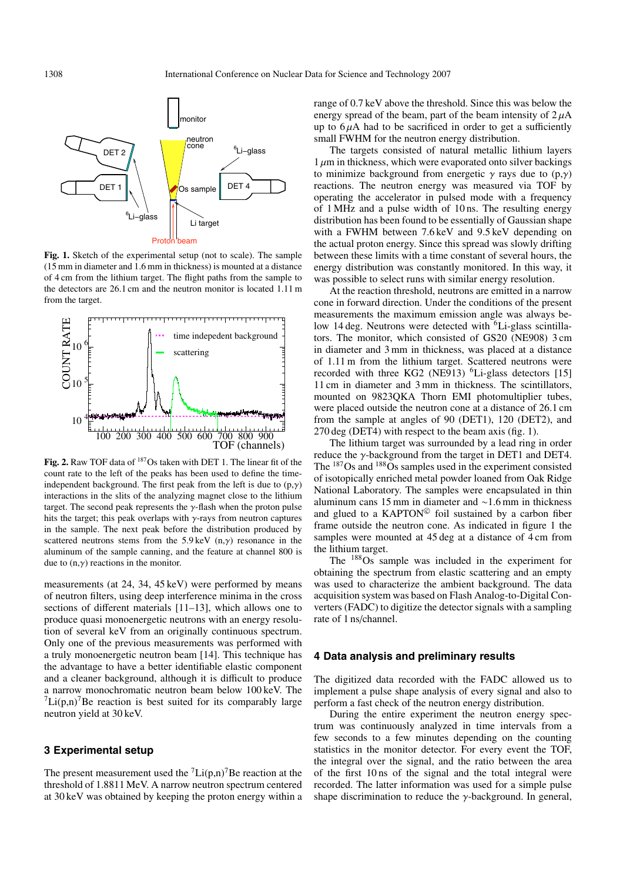**Fig. 1.** Sketch of the experimental setup (not to scale). The sample (15 mm in diameter and 1.6 mm in thickness) is mounted at a distance of 4 cm from the lithium target. The flight paths from the sample to the detectors are 26.1 cm and the neutron monitor is located 1.11 m from the target.

**Fig. 2.** Raw TOF data of $^{187}$Os taken with DET 1. The linear fit of the count rate to the left of the peaks has been used to define the time-independent background. The first peak from the left is due to (p,$\gamma$) interactions in the slits of the analyzing magnet close to the lithium target. The second peak represents the $\gamma$-flash when the proton pulse hits the target; this peak overlaps with $\gamma$-rays from neutron captures in the sample. The next peak before the distribution produced by scattered neutrons stems from the 5.9 keV (n,$\gamma$) resonance in the aluminum of the sample canning, and the feature at channel 800 is due to (n,$\gamma$) reactions in the monitor.

measurements (at 24, 34, 45 keV) were performed by means of neutron filters, using deep interference minima in the cross sections of different materials [11–13], which allows one to produce quasi monoenergetic neutrons with an energy resolution of several keV from an originally continuous spectrum. Only one of the previous measurements was performed with a truly monoenergetic neutron beam [14]. This technique has the advantage to have a better identifiable elastic component and a cleaner background, although it is difficult to produce a narrow monochromatic neutron beam below 100 keV. The $^{7}$Li(p,n)$^{7}$Be reaction is best suited for its comparably large neutron yield at 30 keV.

## 3 Experimental setup

The present measurement used the $^{7}$Li(p,n)$^{7}$Be reaction at the threshold of 1.8811 MeV. A narrow neutron spectrum centered at 30 keV was obtained by keeping the proton energy within a range of 0.7 keV above the threshold. Since this was below the energy spread of the beam, part of the beam intensity of 2 $\mu$A up to 6 $\mu$A had to be sacrificed in order to get a sufficiently small FWHM for the neutron energy distribution.

The targets consisted of natural metallic lithium layers 1 $\mu$m in thickness, which were evaporated onto silver backings to minimize background from energetic $\gamma$ rays due to (p,$\gamma$) reactions. The neutron energy was measured via TOF by operating the accelerator in pulsed mode with a frequency of 1 MHz and a pulse width of 10 ns. The resulting energy distribution has been found to be essentially of Gaussian shape with a FWHM between 7.6 keV and 9.5 keV depending on the actual proton energy. Since this spread was slowly drifting between these limits with a time constant of several hours, the energy distribution was constantly monitored. In this way, it was possible to select runs with similar energy resolution.

At the reaction threshold, neutrons are emitted in a narrow cone in forward direction. Under the conditions of the present measurements the maximum emission angle was always below 14 deg. Neutrons were detected with $^{6}$Li-glass scintillators. The monitor, which consisted of GS20 (NE908) 3 cm in diameter and 3 mm in thickness, was placed at a distance of 1.11 m from the lithium target. Scattered neutrons were recorded with three KG2 (NE913) $^{6}$Li-glass detectors [15] 11 cm in diameter and 3 mm in thickness. The scintillators, mounted on 9823QKA Thorn EMI photomultiplier tubes, were placed outside the neutron cone at a distance of 26.1 cm from the sample at angles of 90 (DET1), 120 (DET2), and 270 deg (DET4) with respect to the beam axis (fig. 1).

The lithium target was surrounded by a lead ring in order reduce the $\gamma$-background from the target in DET1 and DET4. The $^{187}$Os and $^{188}$Os samples used in the experiment consisted of isotopically enriched metal powder loaned from Oak Ridge National Laboratory. The samples were encapsulated in thin aluminum cans 15 mm in diameter and ~1.6 mm in thickness and glued to a KAPTON© foil sustained by a carbon fiber frame outside the neutron cone. As indicated in figure 1 the samples were mounted at 45 deg at a distance of 4 cm from the lithium target.

The $^{188}$Os sample was included in the experiment for obtaining the spectrum from elastic scattering and an empty was used to characterize the ambient background. The data acquisition system was based on Flash Analog-to-Digital Converters (FADC) to digitize the detector signals with a sampling rate of 1 ns/channel.

## 4 Data analysis and preliminary results

The digitized data recorded with the FADC allowed us to implement a pulse shape analysis of every signal and also to perform a fast check of the neutron energy distribution.

During the entire experiment the neutron energy spectrum was continuously analyzed in time intervals from a few seconds to a few minutes depending on the counting statistics in the monitor detector. For every event the TOF, the integral over the signal, and the ratio between the area of the first 10 ns of the signal and the total integral were recorded. The latter information was used for a simple pulse shape discrimination to reduce the $\gamma$-background. In general,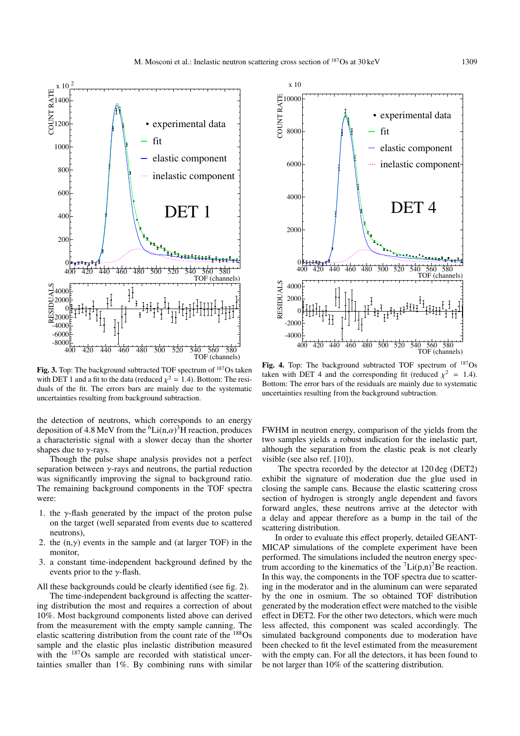Fig. 3. Top: The background subtracted TOF spectrum of $^{187}$Os taken with DET 1 and a fit to the data (reduced $\chi^2 = 1.4$). Bottom: The residuals of the fit. The errors bars are mainly due to the systematic uncertainties resulting from background subtraction.

Fig. 4. Top: The background subtracted TOF spectrum of $^{187}$Os taken with DET 4 and the corresponding fit (reduced $\chi^2 = 1.4$). Bottom: The error bars of the residuals are mainly due to systematic uncertainties resulting from the background subtraction.

the detection of neutrons, which corresponds to an energy deposition of 4.8 MeV from the $^6$Li(n,$\alpha$)$^3$H reaction, produces a characteristic signal with a slower decay than the shorter shapes due to $\gamma$-rays.

Though the pulse shape analysis provides not a perfect separation between $\gamma$-rays and neutrons, the partial reduction was significantly improving the signal to background ratio. The remaining background components in the TOF spectra were:

1. the $\gamma$-flash generated by the impact of the proton pulse on the target (well separated from events due to scattered neutrons),
2. the (n,$\gamma$) events in the sample and (at larger TOF) in the monitor,
3. a constant time-independent background defined by the events prior to the $\gamma$-flash.

All these backgrounds could be clearly identified (see fig. 2).

The time-independent background is affecting the scattering distribution the most and requires a correction of about 10%. Most background components listed above can derived from the measurement with the empty sample canning. The elastic scattering distribution from the count rate of the $^{188}$Os sample and the elastic plus inelastic distribution measured with the $^{187}$Os sample are recorded with statistical uncertainties smaller than 1%. By combining runs with similar FWHM in neutron energy, comparison of the yields from the two samples yields a robust indication for the inelastic part, although the separation from the elastic peak is not clearly visible (see also ref. [10]).

The spectra recorded by the detector at 120 deg (DET2) exhibit the signature of moderation due the glue used in closing the sample cans. Because the elastic scattering cross section of hydrogen is strongly angle dependent and favors forward angles, these neutrons arrive at the detector with a delay and appear therefore as a bump in the tail of the scattering distribution.

In order to evaluate this effect properly, detailed GEANT-MICAP simulations of the complete experiment have been performed. The simulations included the neutron energy spectrum according to the kinematics of the $^7$Li(p,n)$^7$Be reaction. In this way, the components in the TOF spectra due to scattering in the moderator and in the aluminum can were separated by the one in osmium. The so obtained TOF distribution generated by the moderation effect were matched to the visible effect in DET2. For the other two detectors, which were much less affected, this component was scaled accordingly. The simulated background components due to moderation have been checked to fit the level estimated from the measurement with the empty can. For all the detectors, it has been found to be not larger than 10% of the scattering distribution.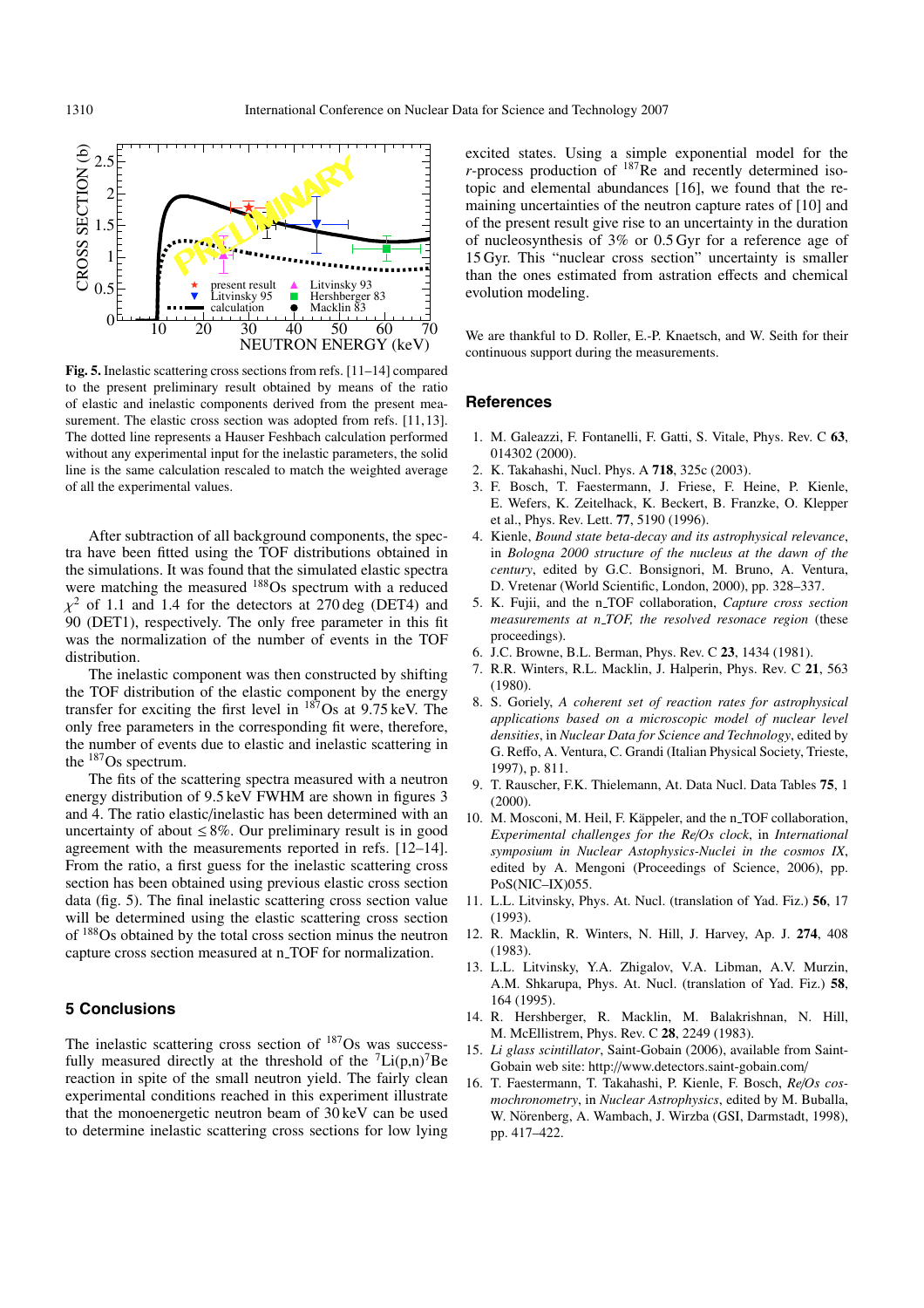CROSS SECTION (b)
2.5
2
1.5
1
0.5
0
10 20 30 40 50 60 70
NEUTRON ENERGY (keV)
PRELIMINARY
present result
Litvinsky 95
calculation
Litvinsky 93
Hershberger 83
Macklin 83

**Fig. 5.** Inelastic scattering cross sections from refs. [11–14] compared to the present preliminary result obtained by means of the ratio of elastic and inelastic components derived from the present measurement. The elastic cross section was adopted from refs. [11,13]. The dotted line represents a Hauser Feshbach calculation performed without any experimental input for the inelastic parameters, the solid line is the same calculation rescaled to match the weighted average of all the experimental values.

After subtraction of all background components, the spectra have been fitted using the TOF distributions obtained in the simulations. It was found that the simulated elastic spectra were matching the measured $^{188}$Os spectrum with a reduced $\chi^2$ of 1.1 and 1.4 for the detectors at 270 deg (DET4) and 90 (DET1), respectively. The only free parameter in this fit was the normalization of the number of events in the TOF distribution.

The inelastic component was then constructed by shifting the TOF distribution of the elastic component by the energy transfer for exciting the first level in $^{187}$Os at 9.75 keV. The only free parameters in the corresponding fit were, therefore, the number of events due to elastic and inelastic scattering in the $^{187}$Os spectrum.

The fits of the scattering spectra measured with a neutron energy distribution of 9.5 keV FWHM are shown in figures 3 and 4. The ratio elastic/inelastic has been determined with an uncertainty of about $\leq 8\%$. Our preliminary result is in good agreement with the measurements reported in refs. [12–14]. From the ratio, a first guess for the inelastic scattering cross section has been obtained using previous elastic cross section data (fig. 5). The final inelastic scattering cross section value will be determined using the elastic scattering cross section of $^{188}$Os obtained by the total cross section minus the neutron capture cross section measured at n_TOF for normalization.

## 5 Conclusions

The inelastic scattering cross section of $^{187}$Os was successfully measured directly at the threshold of the $^{7}$Li(p,n)$^{7}$Be reaction in spite of the small neutron yield. The fairly clean experimental conditions reached in this experiment illustrate that the monoenergetic neutron beam of 30 keV can be used to determine inelastic scattering cross sections for low lying excited states. Using a simple exponential model for the *r*-process production of $^{187}$Re and recently determined isotopic and elemental abundances [16], we found that the remaining uncertainties of the neutron capture rates of [10] and of the present result give rise to an uncertainty in the duration of nucleosynthesis of 3% or 0.5 Gyr for a reference age of 15 Gyr. This "nuclear cross section" uncertainty is smaller than the ones estimated from astration effects and chemical evolution modeling.

We are thankful to D. Roller, E.-P. Knaetsch, and W. Seith for their continuous support during the measurements.

## References

1. M. Galeazzi, F. Fontanelli, F. Gatti, S. Vitale, Phys. Rev. C **63**, 014302 (2000).
2. K. Takahashi, Nucl. Phys. A **718**, 325c (2003).
3. F. Bosch, T. Faestermann, J. Friese, F. Heine, P. Kienle, E. Wefers, K. Zeitelhack, K. Beckert, B. Franzke, O. Klepper et al., Phys. Rev. Lett. **77**, 5190 (1996).
4. Kienle, *Bound state beta-decay and its astrophysical relevance*, in *Bologna 2000 structure of the nucleus at the dawn of the century*, edited by G.C. Bonsignori, M. Bruno, A. Ventura, D. Vretenar (World Scientific, London, 2000), pp. 328–337.
5. K. Fujii, and the n_TOF collaboration, *Capture cross section measurements at n_TOF, the resolved resonace region* (these proceedings).
6. J.C. Browne, B.L. Berman, Phys. Rev. C **23**, 1434 (1981).
7. R.R. Winters, R.L. Macklin, J. Halperin, Phys. Rev. C **21**, 563 (1980).
8. S. Goriely, *A coherent set of reaction rates for astrophysical applications based on a microscopic model of nuclear level densities*, in *Nuclear Data for Science and Technology*, edited by G. Reffo, A. Ventura, C. Grandi (Italian Physical Society, Trieste, 1997), p. 811.
9. T. Rauscher, F.K. Thielemann, At. Data Nucl. Data Tables **75**, 1 (2000).
10. M. Mosconi, M. Heil, F. Käppeler, and the n_TOF collaboration, *Experimental challenges for the Re/Os clock*, in *International symposium in Nuclear Astophysics-Nuclei in the cosmos IX*, edited by A. Mengoni (Proceedings of Science, 2006), pp. PoS(NIC–IX)055.
11. L.L. Litvinsky, Phys. At. Nucl. (translation of Yad. Fiz.) **56**, 17 (1993).
12. R. Macklin, R. Winters, N. Hill, J. Harvey, Ap. J. **274**, 408 (1983).
13. L.L. Litvinsky, Y.A. Zhigalov, V.A. Libman, A.V. Murzin, A.M. Shkarupa, Phys. At. Nucl. (translation of Yad. Fiz.) **58**, 164 (1995).
14. R. Hershberger, R. Macklin, M. Balakrishnan, N. Hill, M. McEllistrem, Phys. Rev. C **28**, 2249 (1983).
15. *Li glass scintillator*, Saint-Gobain (2006), available from Saint-Gobain web site: http://www.detectors.saint-gobain.com/
16. T. Faestermann, T. Takahashi, P. Kienle, F. Bosch, *Re/Os cosmochronometry*, in *Nuclear Astrophysics*, edited by M. Buballa, W. Nörenberg, A. Wambach, J. Wirzba (GSI, Darmstadt, 1998), pp. 417–422.